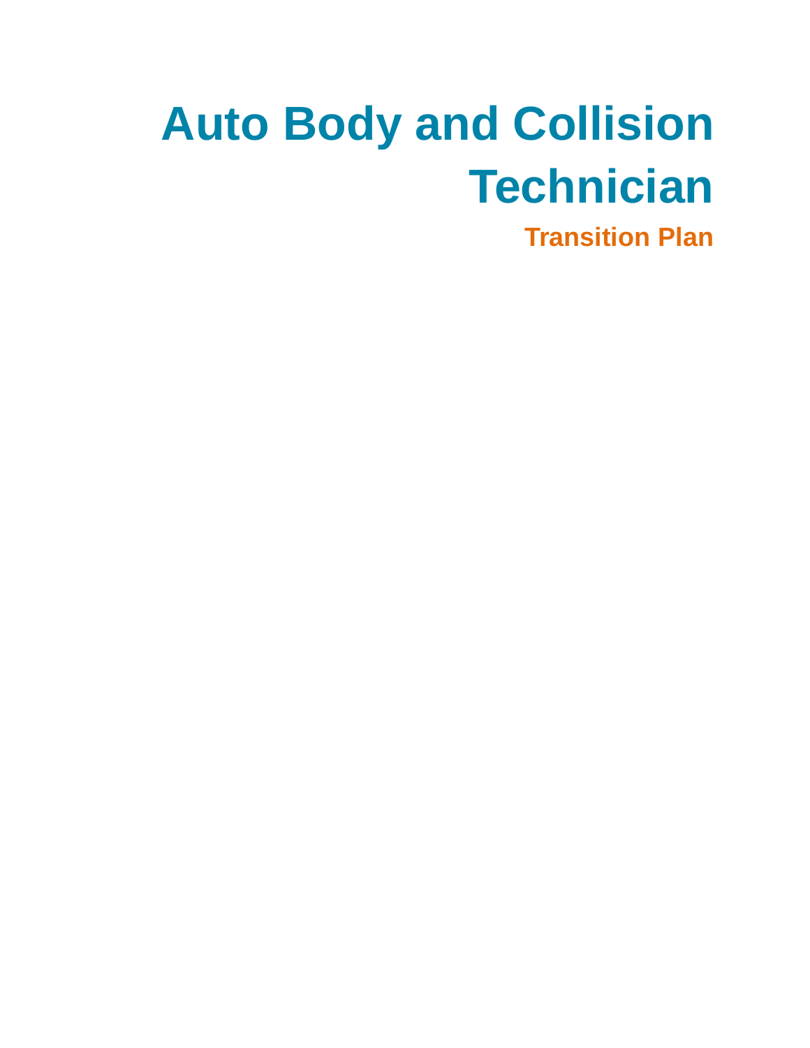# Auto Body and Collision Technician

## Transition Plan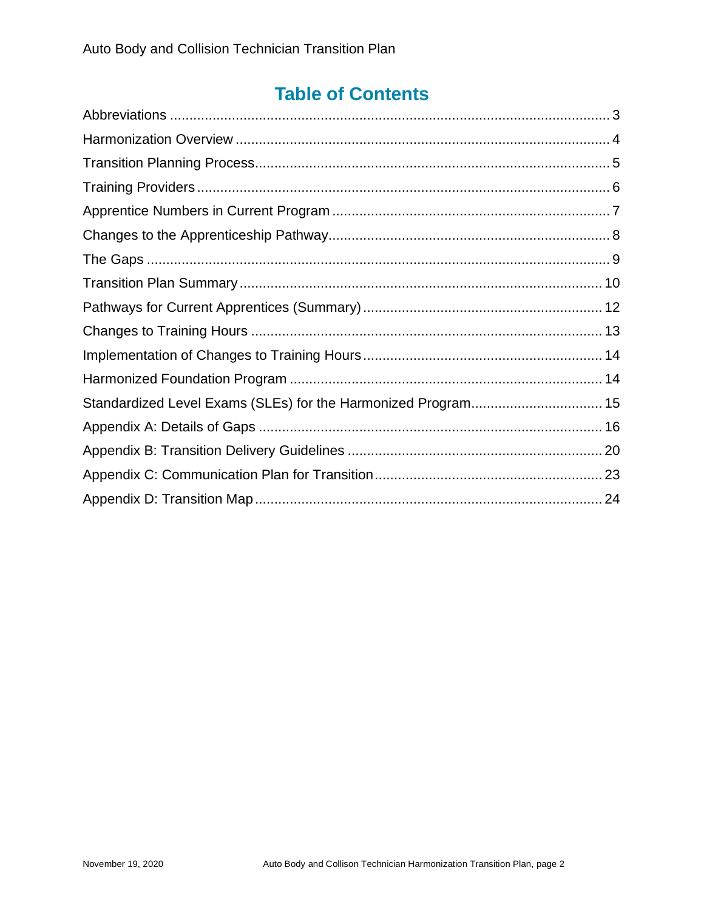# Table of Contents

Abbreviations ..... 3
Harmonization Overview ..... 4
Transition Planning Process ..... 5
Training Providers ..... 6
Apprentice Numbers in Current Program ..... 7
Changes to the Apprenticeship Pathway ..... 8
The Gaps ..... 9
Transition Plan Summary ..... 10
Pathways for Current Apprentices (Summary) ..... 12
Changes to Training Hours ..... 13
Implementation of Changes to Training Hours ..... 14
Harmonized Foundation Program ..... 14
Standardized Level Exams (SLEs) for the Harmonized Program ..... 15
Appendix A: Details of Gaps ..... 16
Appendix B: Transition Delivery Guidelines ..... 20
Appendix C: Communication Plan for Transition ..... 23
Appendix D: Transition Map ..... 24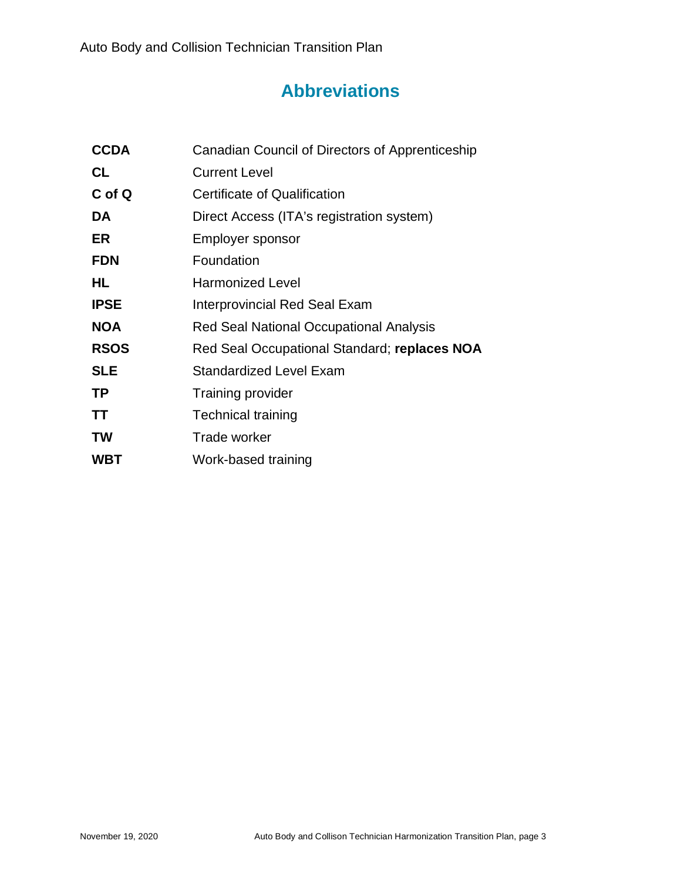# Abbreviations

| | |
|---|---|
| **CCDA** | Canadian Council of Directors of Apprenticeship |
| **CL** | Current Level |
| **C of Q** | Certificate of Qualification |
| **DA** | Direct Access (ITA's registration system) |
| **ER** | Employer sponsor |
| **FDN** | Foundation |
| **HL** | Harmonized Level |
| **IPSE** | Interprovincial Red Seal Exam |
| **NOA** | Red Seal National Occupational Analysis |
| **RSOS** | Red Seal Occupational Standard; **replaces NOA** |
| **SLE** | Standardized Level Exam |
| **TP** | Training provider |
| **TT** | Technical training |
| **TW** | Trade worker |
| **WBT** | Work-based training |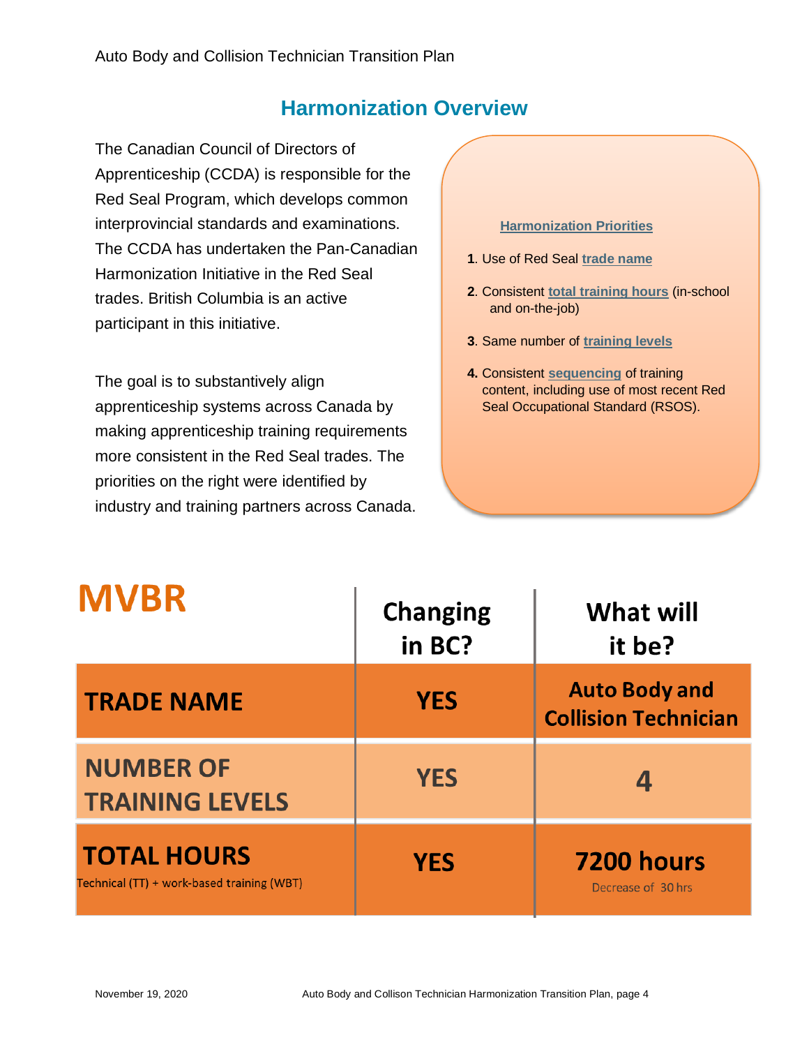## Harmonization Overview

The Canadian Council of Directors of Apprenticeship (CCDA) is responsible for the Red Seal Program, which develops common interprovincial standards and examinations. The CCDA has undertaken the Pan-Canadian Harmonization Initiative in the Red Seal trades. British Columbia is an active participant in this initiative.

The goal is to substantively align apprenticeship systems across Canada by making apprenticeship training requirements more consistent in the Red Seal trades. The priorities on the right were identified by industry and training partners across Canada.

**Harmonization Priorities**

1. Use of Red Seal **trade name**
2. Consistent **total training hours** (in-school and on-the-job)
3. Same number of **training levels**
4. Consistent **sequencing** of training content, including use of most recent Red Seal Occupational Standard (RSOS).

| MVBR | Changing in BC? | What will it be? |
|---|---|---|
| **TRADE NAME** | **YES** | **Auto Body and Collision Technician** |
| **NUMBER OF TRAINING LEVELS** | **YES** | **4** |
| **TOTAL HOURS** Technical (TT) + work-based training (WBT) | **YES** | **7200 hours** Decrease of 30 hrs |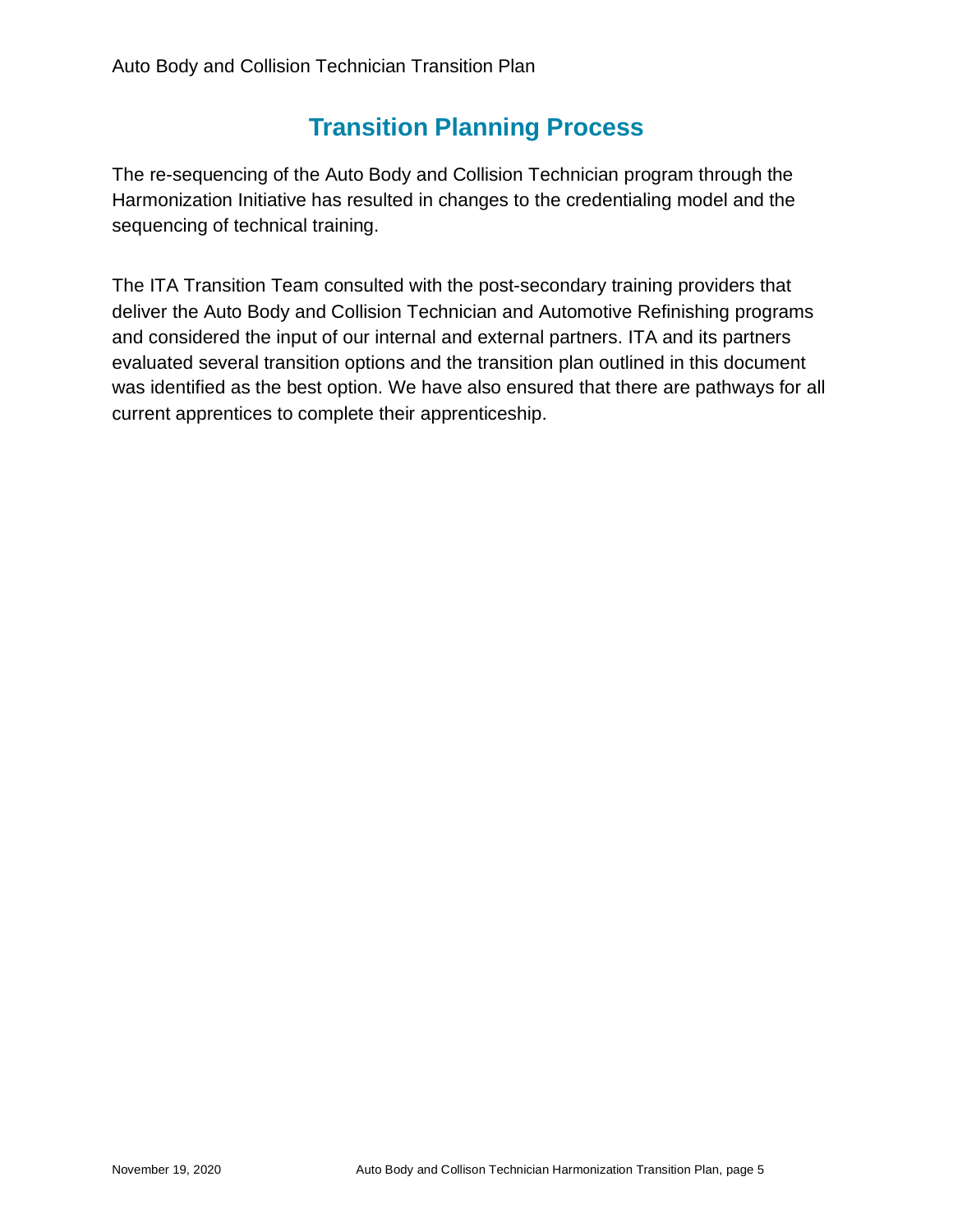# Transition Planning Process

The re-sequencing of the Auto Body and Collision Technician program through the Harmonization Initiative has resulted in changes to the credentialing model and the sequencing of technical training.

The ITA Transition Team consulted with the post-secondary training providers that deliver the Auto Body and Collision Technician and Automotive Refinishing programs and considered the input of our internal and external partners. ITA and its partners evaluated several transition options and the transition plan outlined in this document was identified as the best option. We have also ensured that there are pathways for all current apprentices to complete their apprenticeship.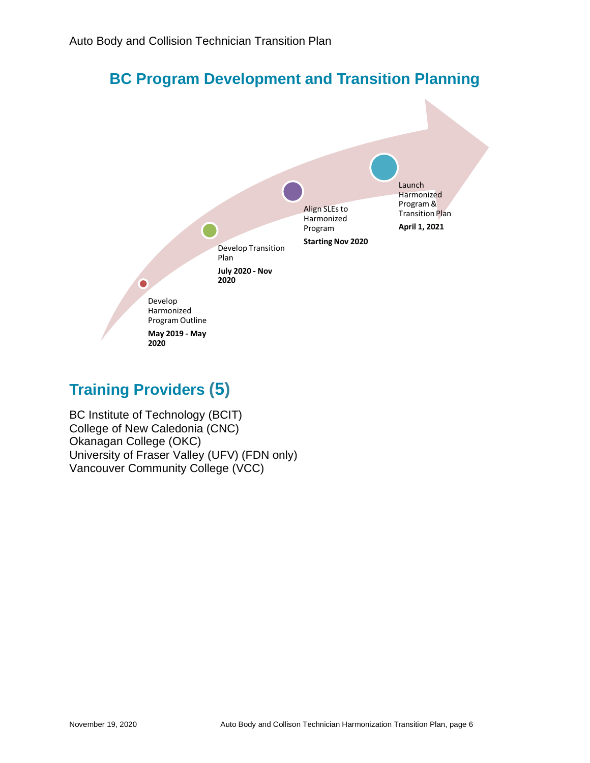## BC Program Development and Transition Planning

- Develop Harmonized Program Outline — **May 2019 - May 2020**
- Develop Transition Plan — **July 2020 - Nov 2020**
- Align SLEs to Harmonized Program — **Starting Nov 2020**
- Launch Harmonized Program & Transition Plan — **April 1, 2021**

## Training Providers (5)

BC Institute of Technology (BCIT)
College of New Caledonia (CNC)
Okanagan College (OKC)
University of Fraser Valley (UFV) (FDN only)
Vancouver Community College (VCC)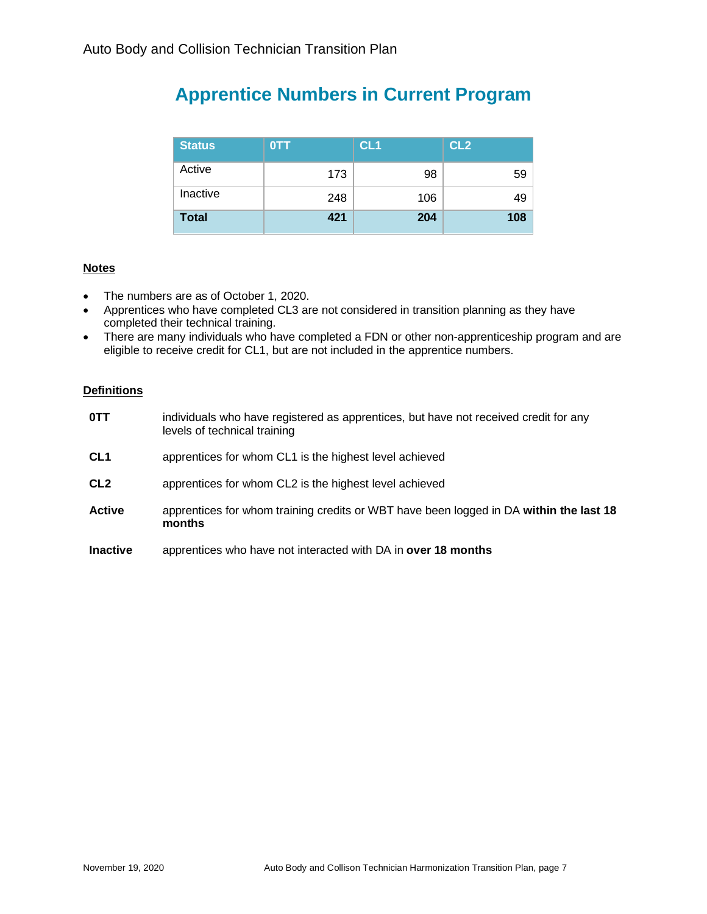## Apprentice Numbers in Current Program

| Status | 0TT | CL1 | CL2 |
|---|---|---|---|
| Active | 173 | 98 | 59 |
| Inactive | 248 | 106 | 49 |
| **Total** | **421** | **204** | **108** |

**Notes**

- The numbers are as of October 1, 2020.
- Apprentices who have completed CL3 are not considered in transition planning as they have completed their technical training.
- There are many individuals who have completed a FDN or other non-apprenticeship program and are eligible to receive credit for CL1, but are not included in the apprentice numbers.

**Definitions**

**0TT** individuals who have registered as apprentices, but have not received credit for any levels of technical training

**CL1** apprentices for whom CL1 is the highest level achieved

**CL2** apprentices for whom CL2 is the highest level achieved

**Active** apprentices for whom training credits or WBT have been logged in DA **within the last 18 months**

**Inactive** apprentices who have not interacted with DA in **over 18 months**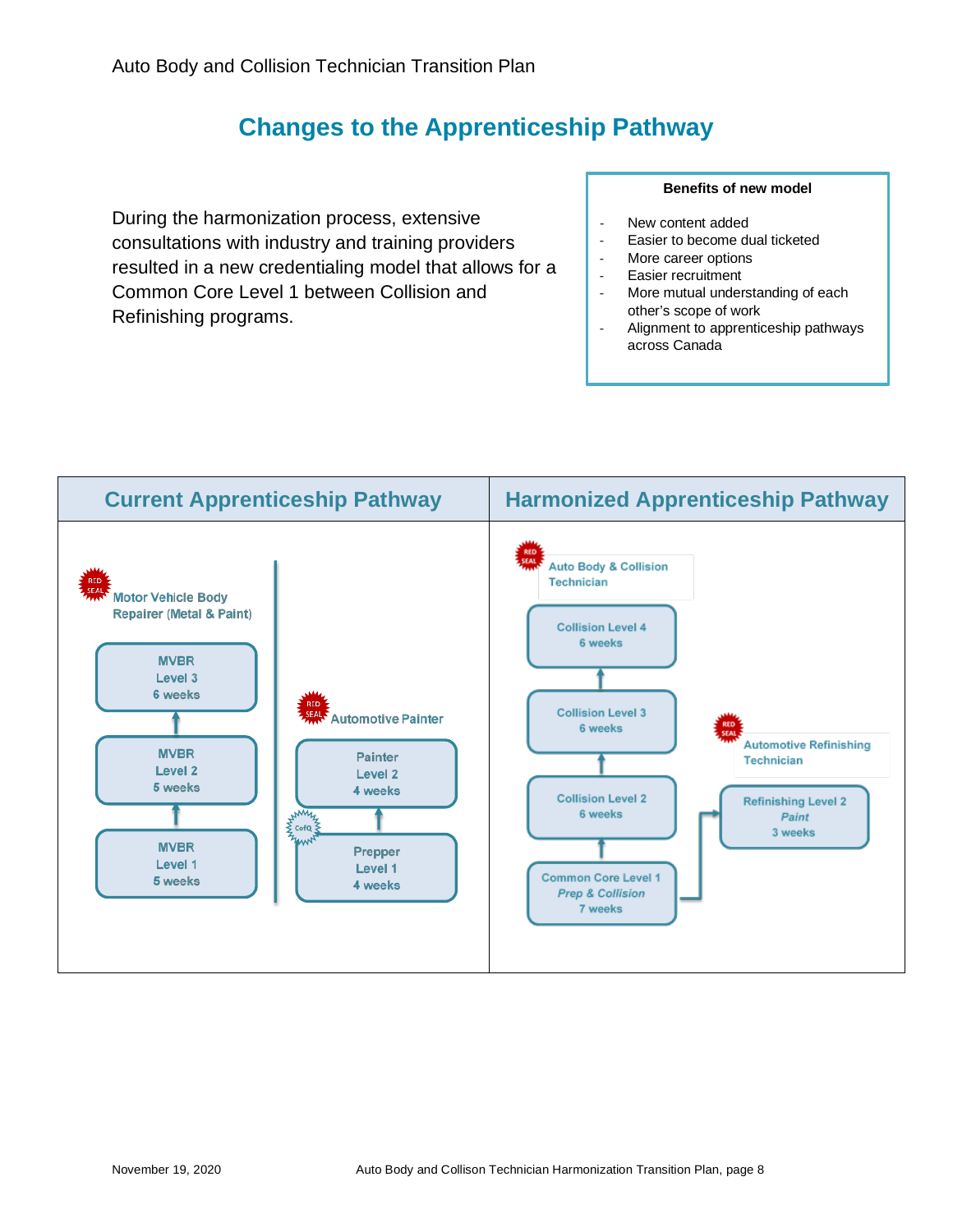# Changes to the Apprenticeship Pathway

During the harmonization process, extensive consultations with industry and training providers resulted in a new credentialing model that allows for a Common Core Level 1 between Collision and Refinishing programs.

**Benefits of new model**

- New content added
- Easier to become dual ticketed
- More career options
- Easier recruitment
- More mutual understanding of each other's scope of work
- Alignment to apprenticeship pathways across Canada

| Current Apprenticeship Pathway | Harmonized Apprenticeship Pathway |
| --- | --- |
| **Motor Vehicle Body Repairer (Metal & Paint)** (Red Seal): MVBR Level 1 – 5 weeks → MVBR Level 2 – 5 weeks → MVBR Level 3 – 6 weeks | **Auto Body & Collision Technician** (Red Seal): Common Core Level 1 *Prep & Collision* – 7 weeks → Collision Level 2 – 6 weeks → Collision Level 3 – 6 weeks → Collision Level 4 – 6 weeks |
| **Automotive Painter** (Red Seal): Prepper Level 1 – 4 weeks (CofQ) → Painter Level 2 – 4 weeks | **Automotive Refinishing Technician** (Red Seal): Common Core Level 1 *Prep & Collision* – 7 weeks → Refinishing Level 2 *Paint* – 3 weeks |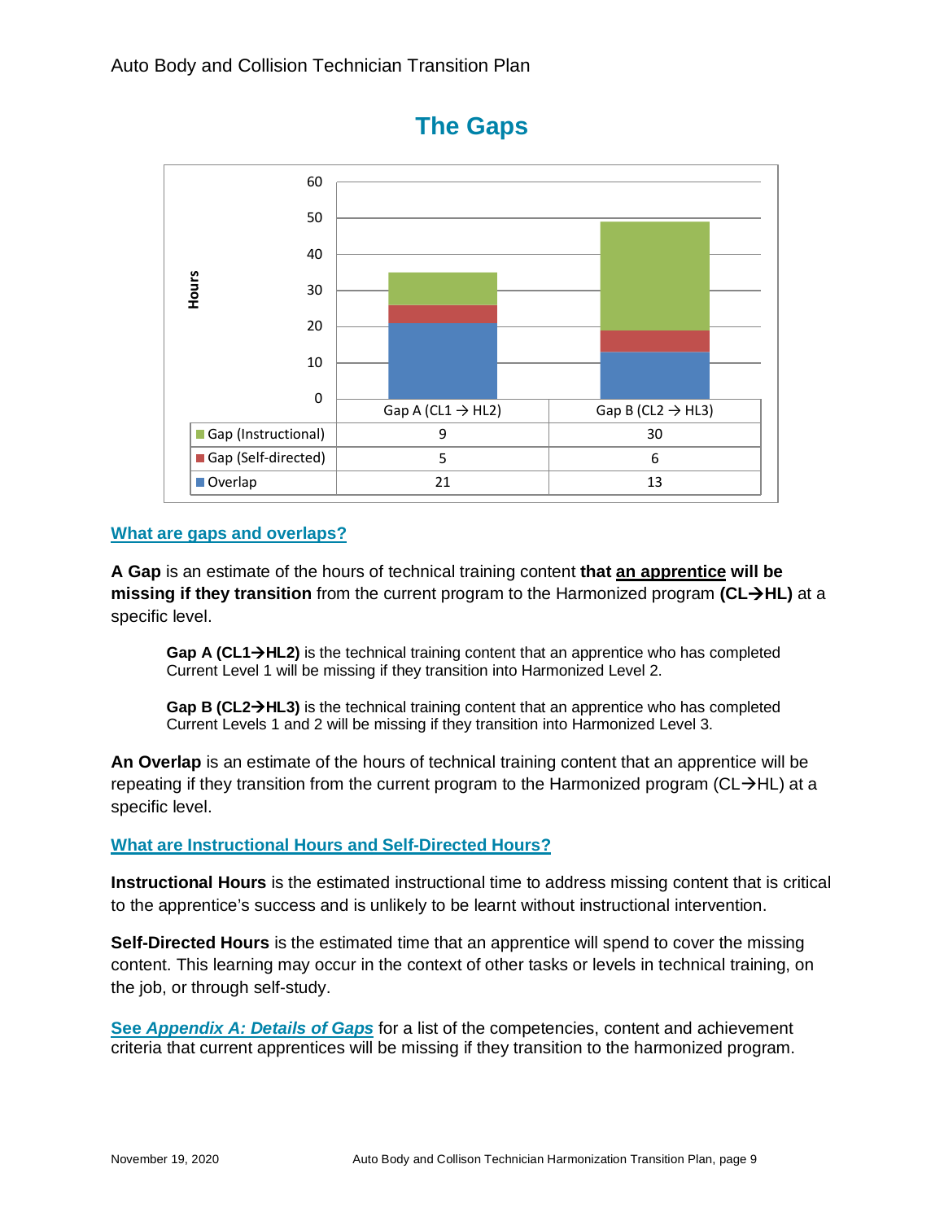# The Gaps

| | Gap A (CL1 → HL2) | Gap B (CL2 → HL3) |
|---|---|---|
| Gap (Instructional) | 9 | 30 |
| Gap (Self-directed) | 5 | 6 |
| Overlap | 21 | 13 |

## What are gaps and overlaps?

**A Gap** is an estimate of the hours of technical training content **that an apprentice will be missing if they transition** from the current program to the Harmonized program **(CL→HL)** at a specific level.

> **Gap A (CL1→HL2)** is the technical training content that an apprentice who has completed Current Level 1 will be missing if they transition into Harmonized Level 2.
>
> **Gap B (CL2→HL3)** is the technical training content that an apprentice who has completed Current Levels 1 and 2 will be missing if they transition into Harmonized Level 3.

**An Overlap** is an estimate of the hours of technical training content that an apprentice will be repeating if they transition from the current program to the Harmonized program (CL→HL) at a specific level.

## What are Instructional Hours and Self-Directed Hours?

**Instructional Hours** is the estimated instructional time to address missing content that is critical to the apprentice's success and is unlikely to be learnt without instructional intervention.

**Self-Directed Hours** is the estimated time that an apprentice will spend to cover the missing content. This learning may occur in the context of other tasks or levels in technical training, on the job, or through self-study.

**See *Appendix A: Details of Gaps*** for a list of the competencies, content and achievement criteria that current apprentices will be missing if they transition to the harmonized program.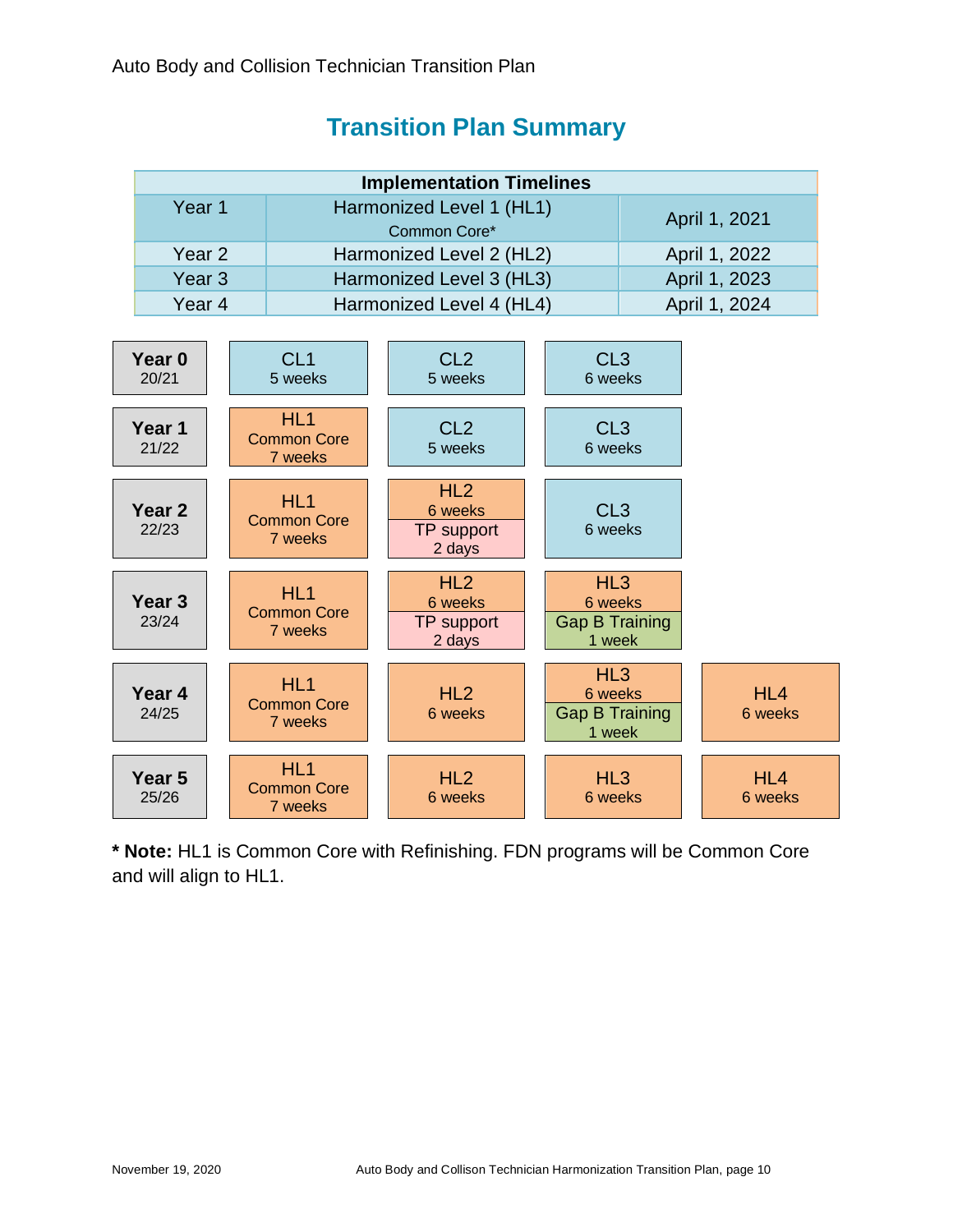## Transition Plan Summary

| Implementation Timelines | | |
|---|---|---|
| Year 1 | Harmonized Level 1 (HL1) Common Core* | April 1, 2021 |
| Year 2 | Harmonized Level 2 (HL2) | April 1, 2022 |
| Year 3 | Harmonized Level 3 (HL3) | April 1, 2023 |
| Year 4 | Harmonized Level 4 (HL4) | April 1, 2024 |

| Year | | | | |
|---|---|---|---|---|
| **Year 0** 20/21 | CL1 5 weeks | CL2 5 weeks | CL3 6 weeks | |
| **Year 1** 21/22 | HL1 Common Core 7 weeks | CL2 5 weeks | CL3 6 weeks | |
| **Year 2** 22/23 | HL1 Common Core 7 weeks | HL2 6 weeks / TP support 2 days | CL3 6 weeks | |
| **Year 3** 23/24 | HL1 Common Core 7 weeks | HL2 6 weeks / TP support 2 days | HL3 6 weeks / Gap B Training 1 week | |
| **Year 4** 24/25 | HL1 Common Core 7 weeks | HL2 6 weeks | HL3 6 weeks / Gap B Training 1 week | HL4 6 weeks |
| **Year 5** 25/26 | HL1 Common Core 7 weeks | HL2 6 weeks | HL3 6 weeks | HL4 6 weeks |

**\* Note:** HL1 is Common Core with Refinishing. FDN programs will be Common Core and will align to HL1.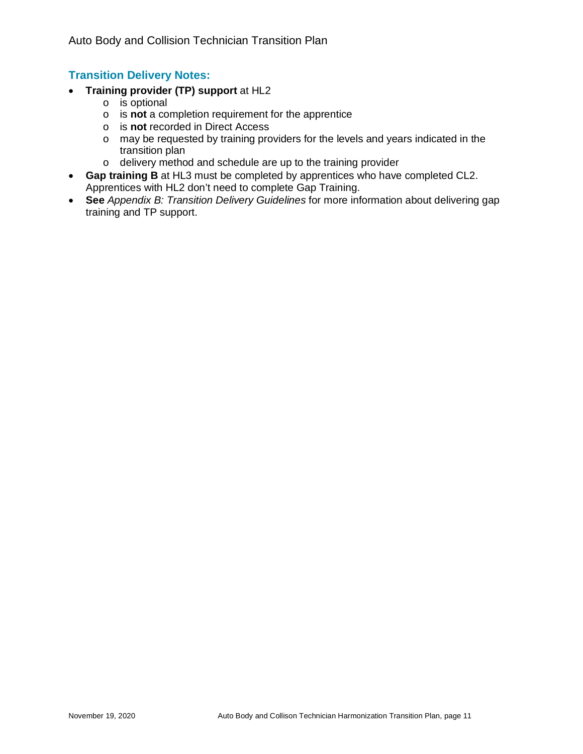## Transition Delivery Notes:

- **Training provider (TP) support** at HL2
  - is optional
  - is **not** a completion requirement for the apprentice
  - is **not** recorded in Direct Access
  - may be requested by training providers for the levels and years indicated in the transition plan
  - delivery method and schedule are up to the training provider
- **Gap training B** at HL3 must be completed by apprentices who have completed CL2. Apprentices with HL2 don't need to complete Gap Training.
- **See** *Appendix B: Transition Delivery Guidelines* for more information about delivering gap training and TP support.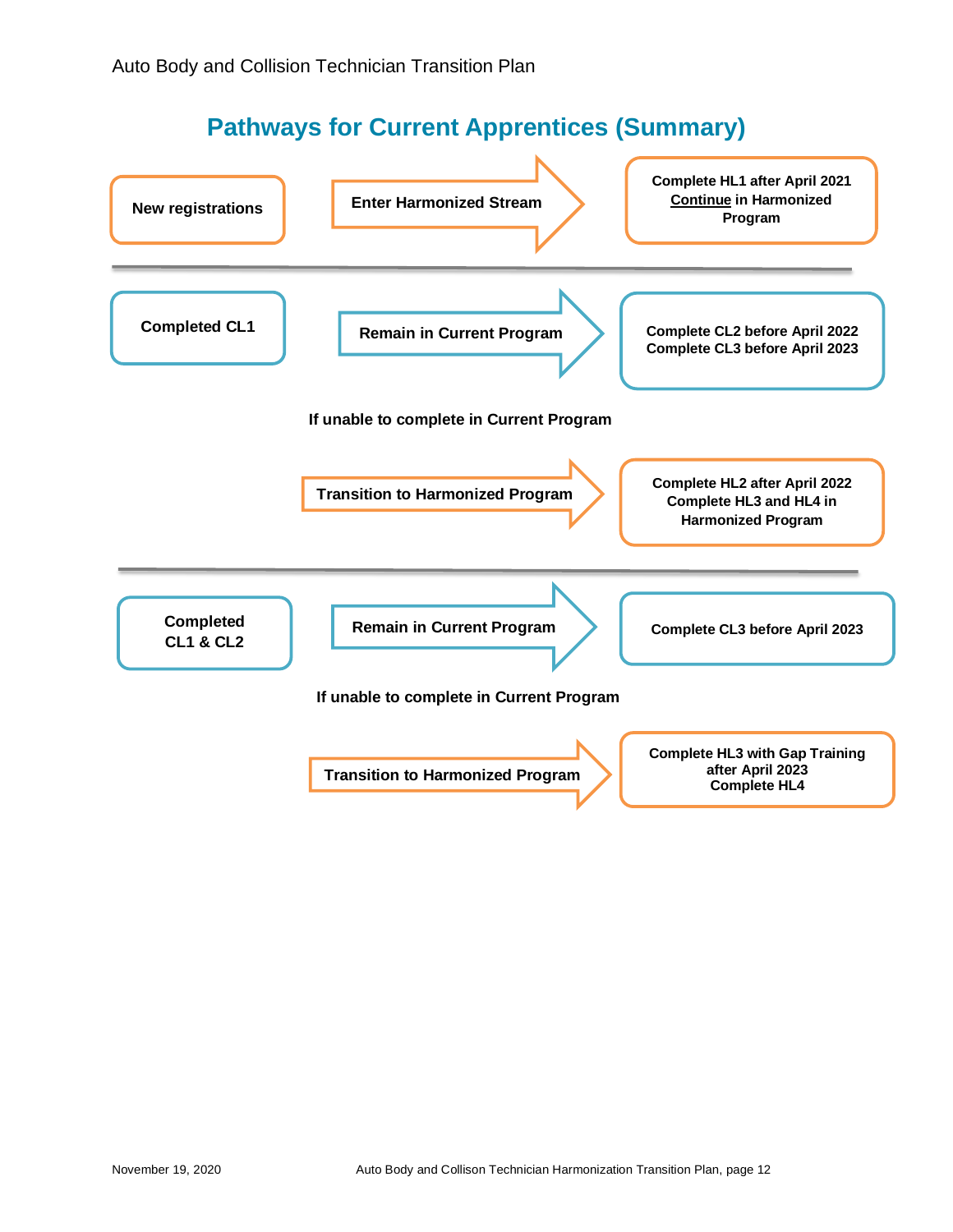## Pathways for Current Apprentices (Summary)

**New registrations** → **Enter Harmonized Stream** → **Complete HL1 after April 2021, Continue in Harmonized Program**

---

**Completed CL1** → **Remain in Current Program** → **Complete CL2 before April 2022, Complete CL3 before April 2023**

**If unable to complete in Current Program**

**Transition to Harmonized Program** → **Complete HL2 after April 2022, Complete HL3 and HL4 in Harmonized Program**

---

**Completed CL1 & CL2** → **Remain in Current Program** → **Complete CL3 before April 2023**

**If unable to complete in Current Program**

**Transition to Harmonized Program** → **Complete HL3 with Gap Training after April 2023, Complete HL4**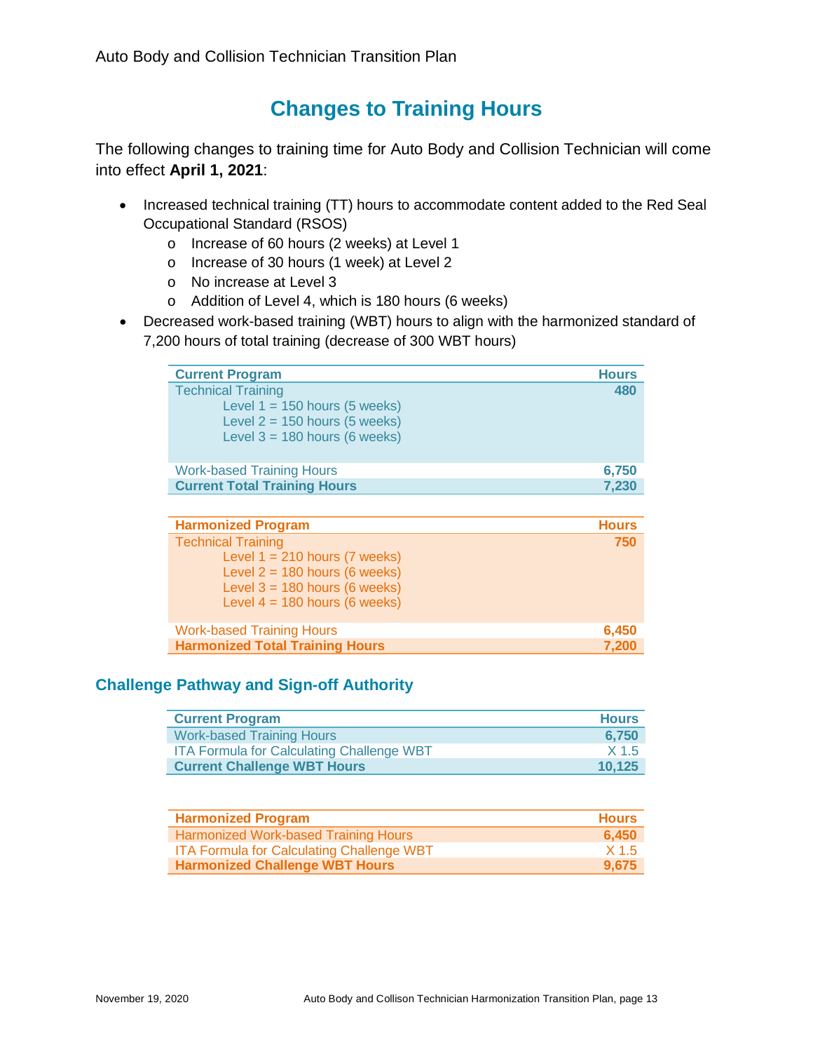# Changes to Training Hours

The following changes to training time for Auto Body and Collision Technician will come into effect **April 1, 2021**:

- Increased technical training (TT) hours to accommodate content added to the Red Seal Occupational Standard (RSOS)
  - Increase of 60 hours (2 weeks) at Level 1
  - Increase of 30 hours (1 week) at Level 2
  - No increase at Level 3
  - Addition of Level 4, which is 180 hours (6 weeks)
- Decreased work-based training (WBT) hours to align with the harmonized standard of 7,200 hours of total training (decrease of 300 WBT hours)

| Current Program | Hours |
|---|---|
| Technical Training<br>Level 1 = 150 hours (5 weeks)<br>Level 2 = 150 hours (5 weeks)<br>Level 3 = 180 hours (6 weeks) | 480 |
| Work-based Training Hours | 6,750 |
| **Current Total Training Hours** | **7,230** |

| Harmonized Program | Hours |
|---|---|
| Technical Training<br>Level 1 = 210 hours (7 weeks)<br>Level 2 = 180 hours (6 weeks)<br>Level 3 = 180 hours (6 weeks)<br>Level 4 = 180 hours (6 weeks) | 750 |
| Work-based Training Hours | 6,450 |
| **Harmonized Total Training Hours** | **7,200** |

## Challenge Pathway and Sign-off Authority

| Current Program | Hours |
|---|---|
| Work-based Training Hours | 6,750 |
| ITA Formula for Calculating Challenge WBT | X 1.5 |
| **Current Challenge WBT Hours** | **10,125** |

| Harmonized Program | Hours |
|---|---|
| Harmonized Work-based Training Hours | 6,450 |
| ITA Formula for Calculating Challenge WBT | X 1.5 |
| **Harmonized Challenge WBT Hours** | **9,675** |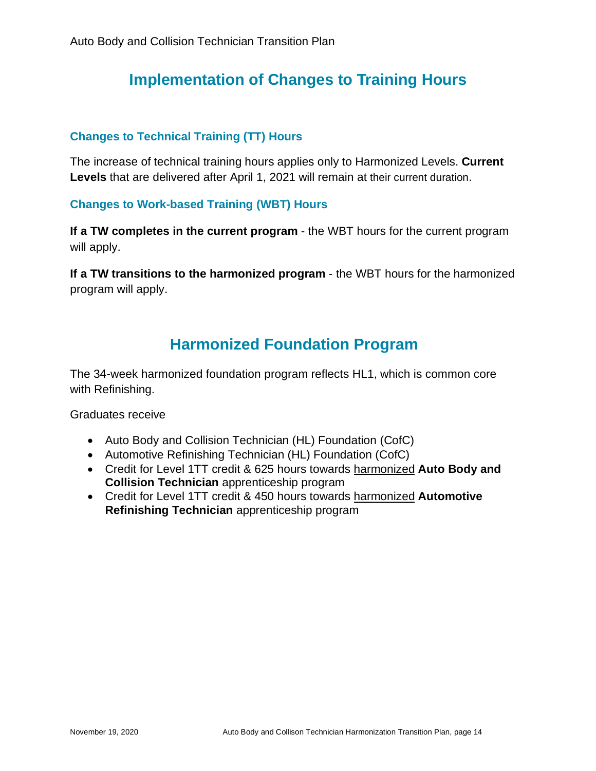## Implementation of Changes to Training Hours

### Changes to Technical Training (TT) Hours

The increase of technical training hours applies only to Harmonized Levels. **Current Levels** that are delivered after April 1, 2021 will remain at their current duration.

### Changes to Work-based Training (WBT) Hours

**If a TW completes in the current program** - the WBT hours for the current program will apply.

**If a TW transitions to the harmonized program** - the WBT hours for the harmonized program will apply.

## Harmonized Foundation Program

The 34-week harmonized foundation program reflects HL1, which is common core with Refinishing.

Graduates receive

- Auto Body and Collision Technician (HL) Foundation (CofC)
- Automotive Refinishing Technician (HL) Foundation (CofC)
- Credit for Level 1TT credit & 625 hours towards harmonized **Auto Body and Collision Technician** apprenticeship program
- Credit for Level 1TT credit & 450 hours towards harmonized **Automotive Refinishing Technician** apprenticeship program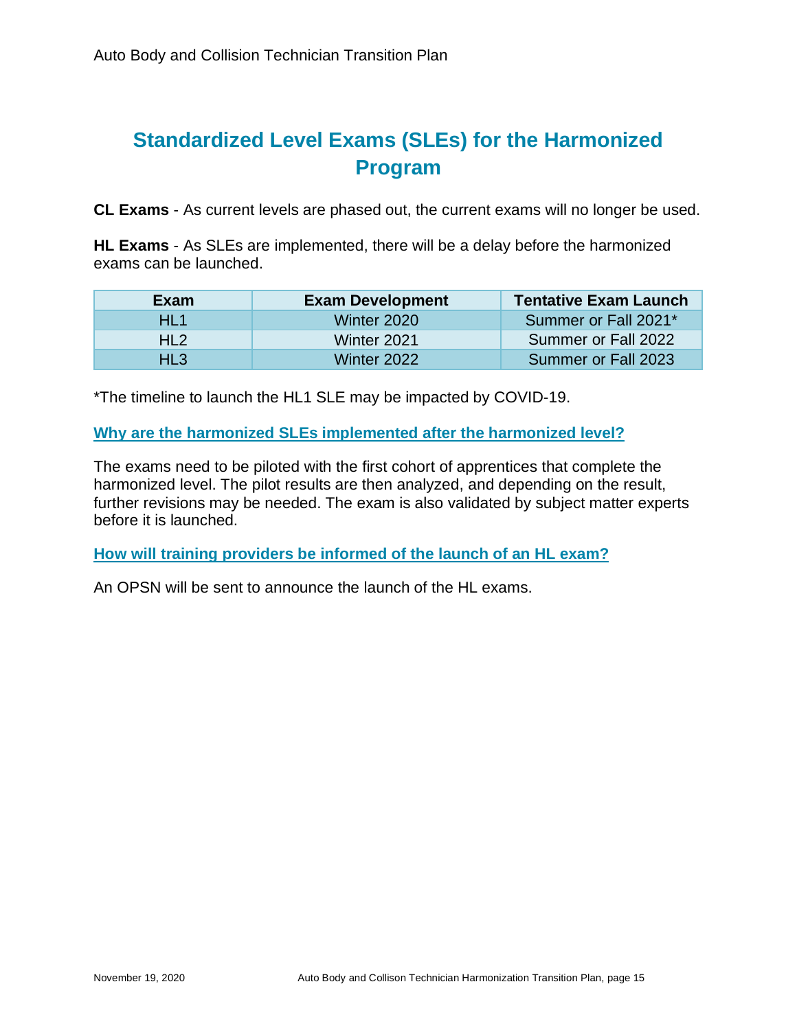## Standardized Level Exams (SLEs) for the Harmonized Program

**CL Exams** - As current levels are phased out, the current exams will no longer be used.

**HL Exams** - As SLEs are implemented, there will be a delay before the harmonized exams can be launched.

| Exam | Exam Development | Tentative Exam Launch |
|---|---|---|
| HL1 | Winter 2020 | Summer or Fall 2021* |
| HL2 | Winter 2021 | Summer or Fall 2022 |
| HL3 | Winter 2022 | Summer or Fall 2023 |

*The timeline to launch the HL1 SLE may be impacted by COVID-19.

### Why are the harmonized SLEs implemented after the harmonized level?

The exams need to be piloted with the first cohort of apprentices that complete the harmonized level. The pilot results are then analyzed, and depending on the result, further revisions may be needed. The exam is also validated by subject matter experts before it is launched.

### How will training providers be informed of the launch of an HL exam?

An OPSN will be sent to announce the launch of the HL exams.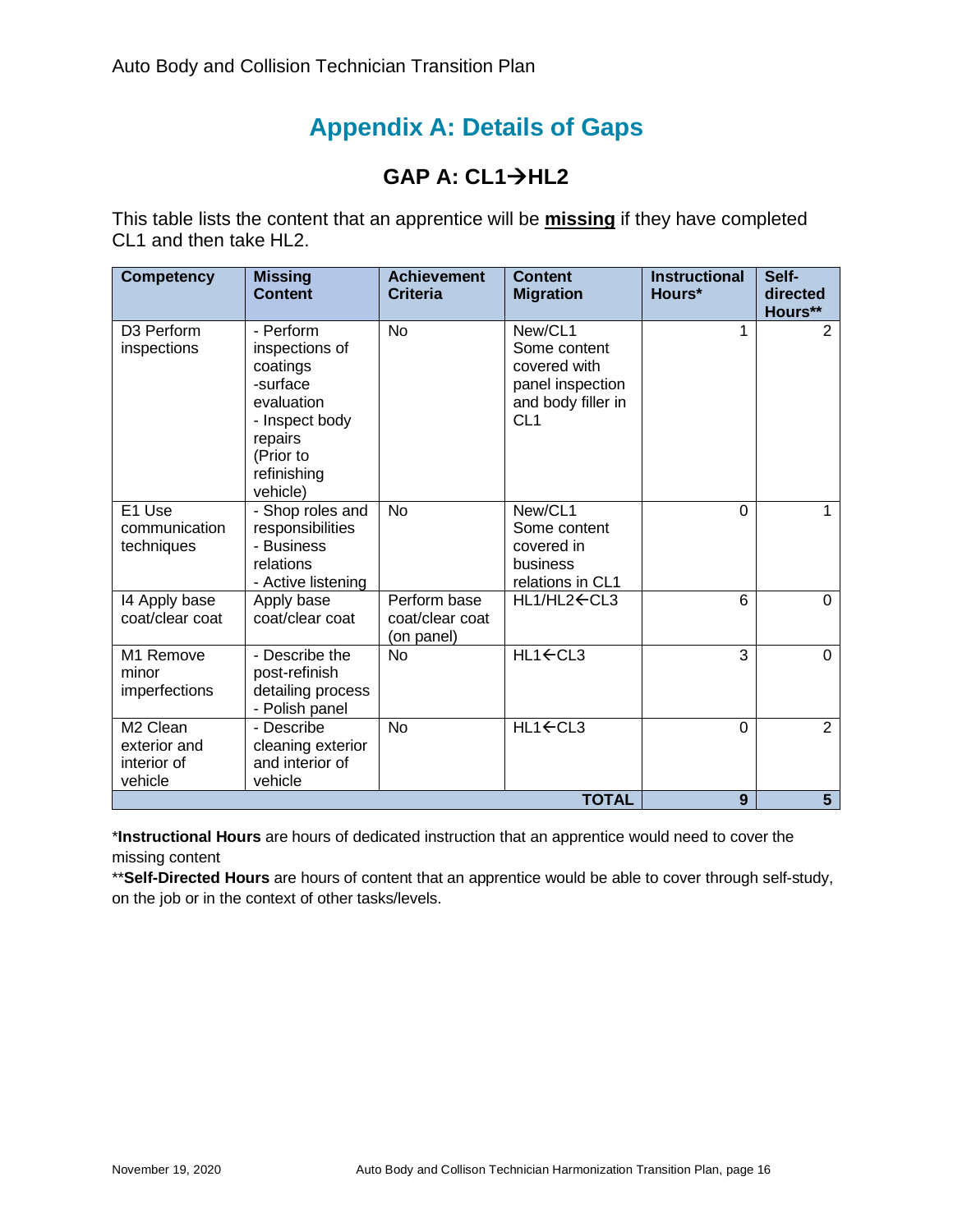# Appendix A: Details of Gaps

## GAP A: CL1→HL2

This table lists the content that an apprentice will be **missing** if they have completed CL1 and then take HL2.

| Competency | Missing Content | Achievement Criteria | Content Migration | Instructional Hours* | Self-directed Hours** |
|---|---|---|---|---|---|
| D3 Perform inspections | - Perform inspections of coatings<br>-surface evaluation<br>- Inspect body repairs (Prior to refinishing vehicle) | No | New/CL1 Some content covered with panel inspection and body filler in CL1 | 1 | 2 |
| E1 Use communication techniques | - Shop roles and responsibilities<br>- Business relations<br>- Active listening | No | New/CL1 Some content covered in business relations in CL1 | 0 | 1 |
| I4 Apply base coat/clear coat | Apply base coat/clear coat | Perform base coat/clear coat (on panel) | HL1/HL2←CL3 | 6 | 0 |
| M1 Remove minor imperfections | - Describe the post-refinish detailing process<br>- Polish panel | No | HL1←CL3 | 3 | 0 |
| M2 Clean exterior and interior of vehicle | - Describe cleaning exterior and interior of vehicle | No | HL1←CL3 | 0 | 2 |
| | | | **TOTAL** | **9** | **5** |

\***Instructional Hours** are hours of dedicated instruction that an apprentice would need to cover the missing content

\*\***Self-Directed Hours** are hours of content that an apprentice would be able to cover through self-study, on the job or in the context of other tasks/levels.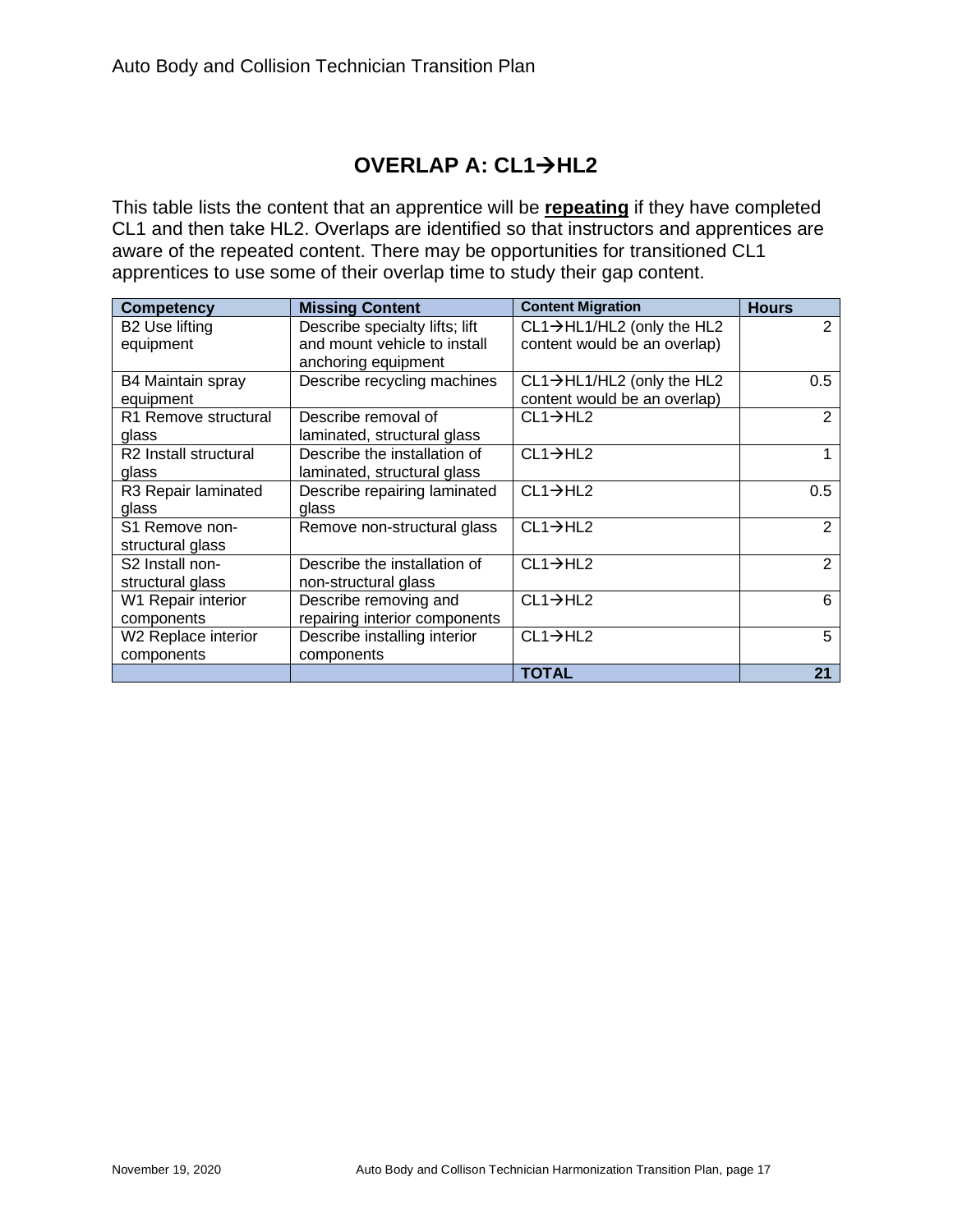## OVERLAP A: CL1→HL2

This table lists the content that an apprentice will be **repeating** if they have completed CL1 and then take HL2. Overlaps are identified so that instructors and apprentices are aware of the repeated content. There may be opportunities for transitioned CL1 apprentices to use some of their overlap time to study their gap content.

| Competency | Missing Content | Content Migration | Hours |
|---|---|---|---|
| B2 Use lifting equipment | Describe specialty lifts; lift and mount vehicle to install anchoring equipment | CL1→HL1/HL2 (only the HL2 content would be an overlap) | 2 |
| B4 Maintain spray equipment | Describe recycling machines | CL1→HL1/HL2 (only the HL2 content would be an overlap) | 0.5 |
| R1 Remove structural glass | Describe removal of laminated, structural glass | CL1→HL2 | 2 |
| R2 Install structural glass | Describe the installation of laminated, structural glass | CL1→HL2 | 1 |
| R3 Repair laminated glass | Describe repairing laminated glass | CL1→HL2 | 0.5 |
| S1 Remove non-structural glass | Remove non-structural glass | CL1→HL2 | 2 |
| S2 Install non-structural glass | Describe the installation of non-structural glass | CL1→HL2 | 2 |
| W1 Repair interior components | Describe removing and repairing interior components | CL1→HL2 | 6 |
| W2 Replace interior components | Describe installing interior components | CL1→HL2 | 5 |
| | | **TOTAL** | **21** |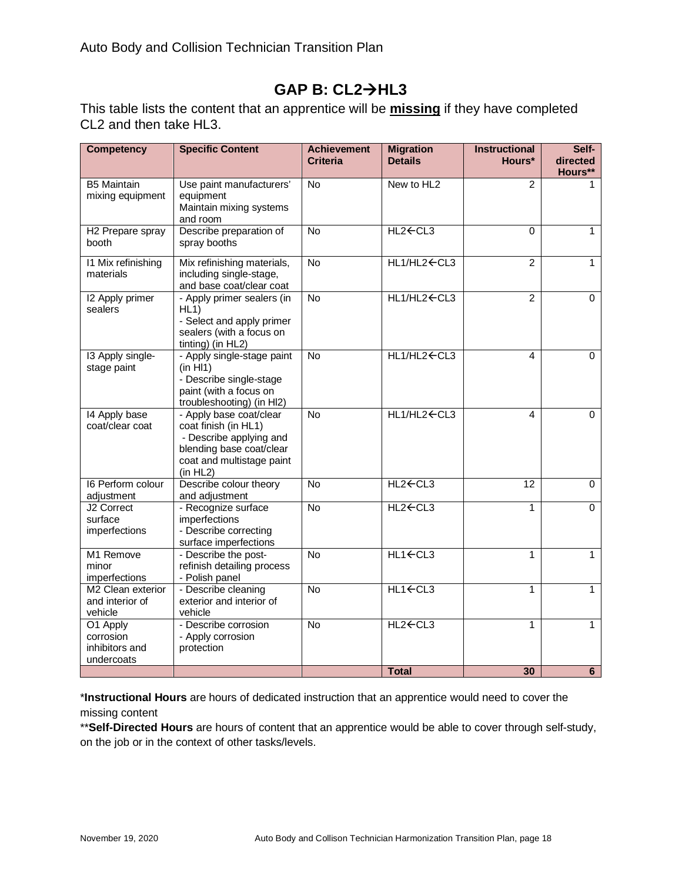Auto Body and Collision Technician Transition Plan

## GAP B: CL2→HL3

This table lists the content that an apprentice will be **missing** if they have completed CL2 and then take HL3.

| Competency | Specific Content | Achievement Criteria | Migration Details | Instructional Hours* | Self-directed Hours** |
|---|---|---|---|---|---|
| B5 Maintain mixing equipment | Use paint manufacturers' equipment<br>Maintain mixing systems and room | No | New to HL2 | 2 | 1 |
| H2 Prepare spray booth | Describe preparation of spray booths | No | HL2←CL3 | 0 | 1 |
| I1 Mix refinishing materials | Mix refinishing materials, including single-stage, and base coat/clear coat | No | HL1/HL2←CL3 | 2 | 1 |
| I2 Apply primer sealers | - Apply primer sealers (in HL1)<br>- Select and apply primer sealers (with a focus on tinting) (in HL2) | No | HL1/HL2←CL3 | 2 | 0 |
| I3 Apply single-stage paint | - Apply single-stage paint (in Hl1)<br>- Describe single-stage paint (with a focus on troubleshooting) (in Hl2) | No | HL1/HL2←CL3 | 4 | 0 |
| I4 Apply base coat/clear coat | - Apply base coat/clear coat finish (in HL1)<br>- Describe applying and blending base coat/clear coat and multistage paint (in HL2) | No | HL1/HL2←CL3 | 4 | 0 |
| I6 Perform colour adjustment | Describe colour theory and adjustment | No | HL2←CL3 | 12 | 0 |
| J2 Correct surface imperfections | - Recognize surface imperfections<br>- Describe correcting surface imperfections | No | HL2←CL3 | 1 | 0 |
| M1 Remove minor imperfections | - Describe the post-refinish detailing process<br>- Polish panel | No | HL1←CL3 | 1 | 1 |
| M2 Clean exterior and interior of vehicle | - Describe cleaning exterior and interior of vehicle | No | HL1←CL3 | 1 | 1 |
| O1 Apply corrosion inhibitors and undercoats | - Describe corrosion<br>- Apply corrosion protection | No | HL2←CL3 | 1 | 1 |
| | | | **Total** | **30** | **6** |

\***Instructional Hours** are hours of dedicated instruction that an apprentice would need to cover the missing content

\*\***Self-Directed Hours** are hours of content that an apprentice would be able to cover through self-study, on the job or in the context of other tasks/levels.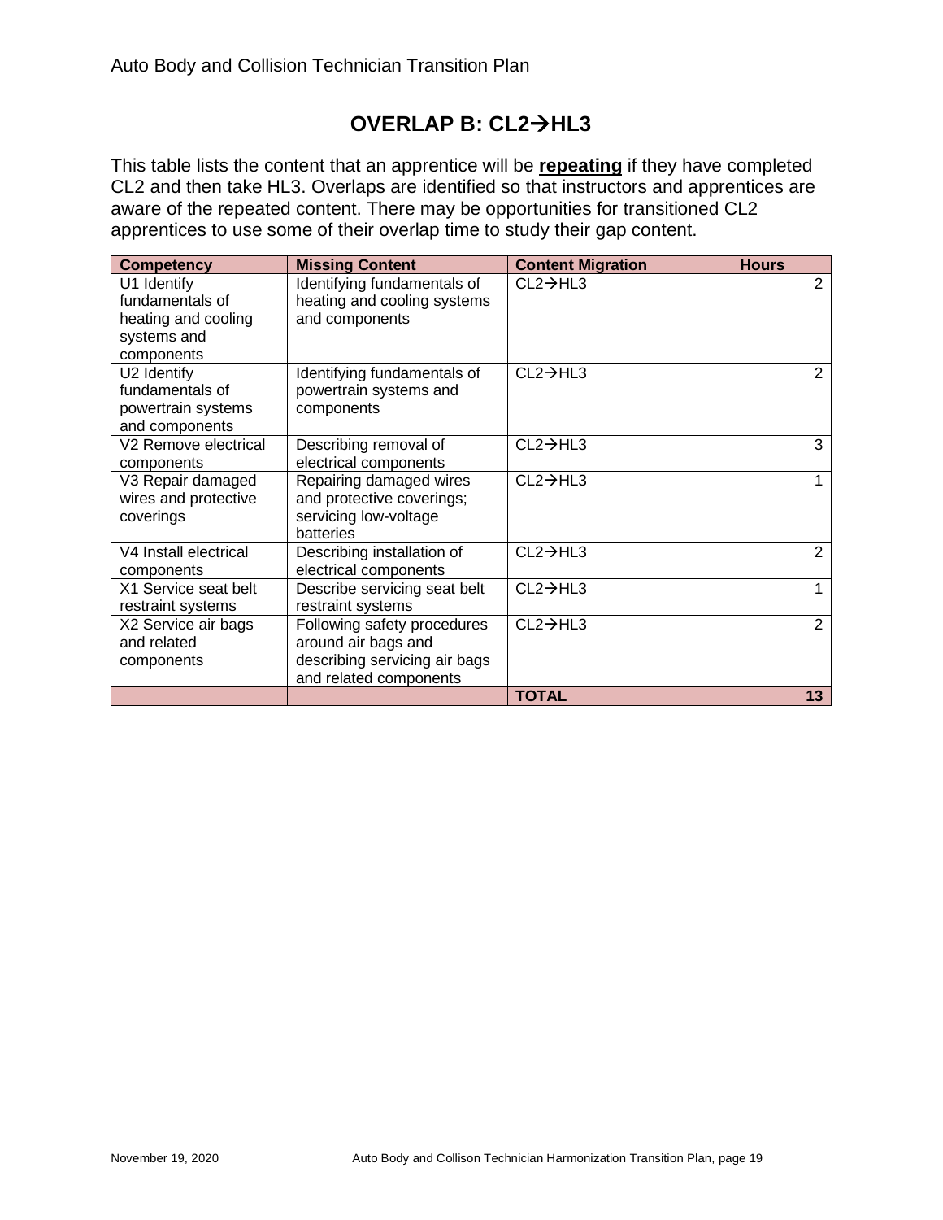# OVERLAP B: CL2→HL3

This table lists the content that an apprentice will be **repeating** if they have completed CL2 and then take HL3. Overlaps are identified so that instructors and apprentices are aware of the repeated content. There may be opportunities for transitioned CL2 apprentices to use some of their overlap time to study their gap content.

| Competency | Missing Content | Content Migration | Hours |
|---|---|---|---|
| U1 Identify fundamentals of heating and cooling systems and components | Identifying fundamentals of heating and cooling systems and components | CL2→HL3 | 2 |
| U2 Identify fundamentals of powertrain systems and components | Identifying fundamentals of powertrain systems and components | CL2→HL3 | 2 |
| V2 Remove electrical components | Describing removal of electrical components | CL2→HL3 | 3 |
| V3 Repair damaged wires and protective coverings | Repairing damaged wires and protective coverings; servicing low-voltage batteries | CL2→HL3 | 1 |
| V4 Install electrical components | Describing installation of electrical components | CL2→HL3 | 2 |
| X1 Service seat belt restraint systems | Describe servicing seat belt restraint systems | CL2→HL3 | 1 |
| X2 Service air bags and related components | Following safety procedures around air bags and describing servicing air bags and related components | CL2→HL3 | 2 |
| | | **TOTAL** | **13** |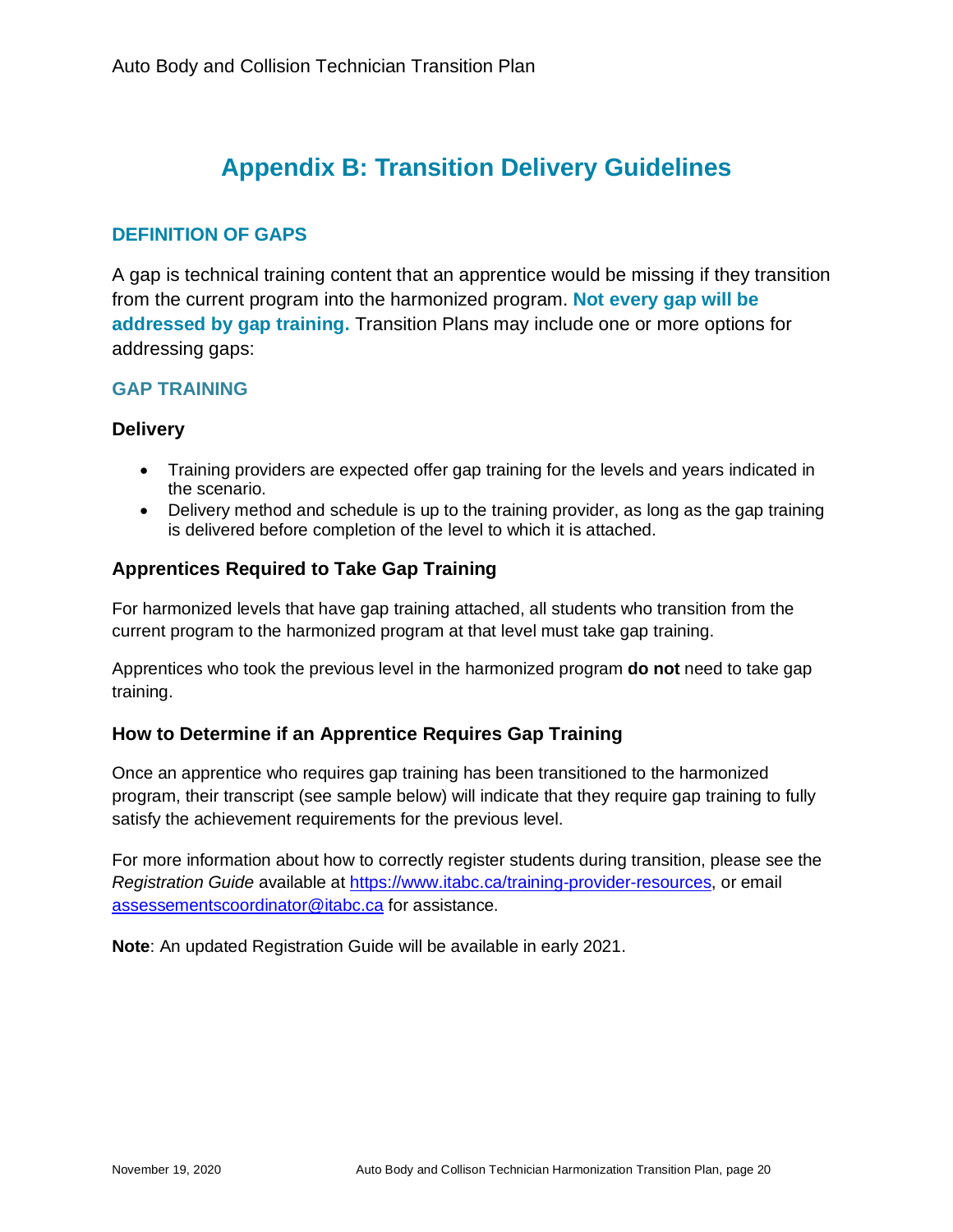# Appendix B: Transition Delivery Guidelines

## DEFINITION OF GAPS

A gap is technical training content that an apprentice would be missing if they transition from the current program into the harmonized program. **Not every gap will be addressed by gap training.** Transition Plans may include one or more options for addressing gaps:

## GAP TRAINING

### Delivery

- Training providers are expected offer gap training for the levels and years indicated in the scenario.
- Delivery method and schedule is up to the training provider, as long as the gap training is delivered before completion of the level to which it is attached.

### Apprentices Required to Take Gap Training

For harmonized levels that have gap training attached, all students who transition from the current program to the harmonized program at that level must take gap training.

Apprentices who took the previous level in the harmonized program **do not** need to take gap training.

### How to Determine if an Apprentice Requires Gap Training

Once an apprentice who requires gap training has been transitioned to the harmonized program, their transcript (see sample below) will indicate that they require gap training to fully satisfy the achievement requirements for the previous level.

For more information about how to correctly register students during transition, please see the *Registration Guide* available at https://www.itabc.ca/training-provider-resources, or email assessementscoordinator@itabc.ca for assistance.

**Note**: An updated Registration Guide will be available in early 2021.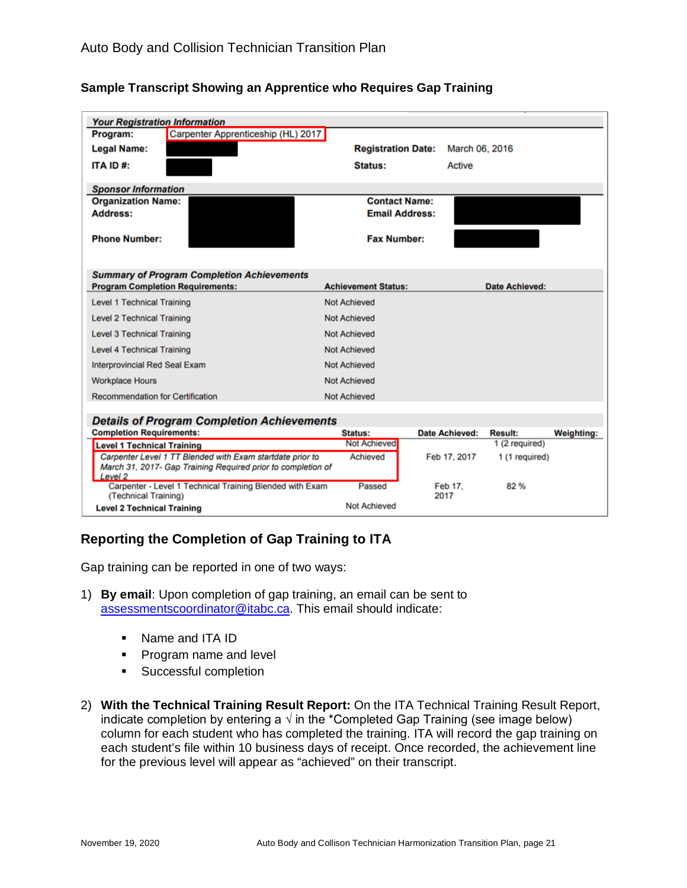## Sample Transcript Showing an Apprentice who Requires Gap Training

**Your Registration Information**

| | | | |
|---|---|---|---|
| **Program:** | Carpenter Apprenticeship (HL) 2017 | | |
| **Legal Name:** | | **Registration Date:** | March 06, 2016 |
| **ITA ID #:** | | **Status:** | Active |

**Sponsor Information**

| | | | |
|---|---|---|---|
| **Organization Name:** | | **Contact Name:** | |
| **Address:** | | **Email Address:** | |
| **Phone Number:** | | **Fax Number:** | |

**Summary of Program Completion Achievements**

| Program Completion Requirements: | Achievement Status: | Date Achieved: |
|---|---|---|
| Level 1 Technical Training | Not Achieved | |
| Level 2 Technical Training | Not Achieved | |
| Level 3 Technical Training | Not Achieved | |
| Level 4 Technical Training | Not Achieved | |
| Interprovincial Red Seal Exam | Not Achieved | |
| Workplace Hours | Not Achieved | |
| Recommendation for Certification | Not Achieved | |

**Details of Program Completion Achievements**

| Completion Requirements: | Status: | Date Achieved: | Result: | Weighting: |
|---|---|---|---|---|
| **Level 1 Technical Training** | Not Achieved | | 1 (2 required) | |
| *Carpenter Level 1 TT Blended with Exam startdate prior to March 31, 2017- Gap Training Required prior to completion of Level 2* | Achieved | Feb 17, 2017 | 1 (1 required) | |
| Carpenter - Level 1 Technical Training Blended with Exam (Technical Training) | Passed | Feb 17, 2017 | 82 % | |
| **Level 2 Technical Training** | Not Achieved | | | |

## Reporting the Completion of Gap Training to ITA

Gap training can be reported in one of two ways:

1) **By email**: Upon completion of gap training, an email can be sent to assessmentscoordinator@itabc.ca. This email should indicate:

   - Name and ITA ID
   - Program name and level
   - Successful completion

2) **With the Technical Training Result Report:** On the ITA Technical Training Result Report, indicate completion by entering a √ in the *Completed Gap Training (see image below) column for each student who has completed the training. ITA will record the gap training on each student's file within 10 business days of receipt. Once recorded, the achievement line for the previous level will appear as "achieved" on their transcript.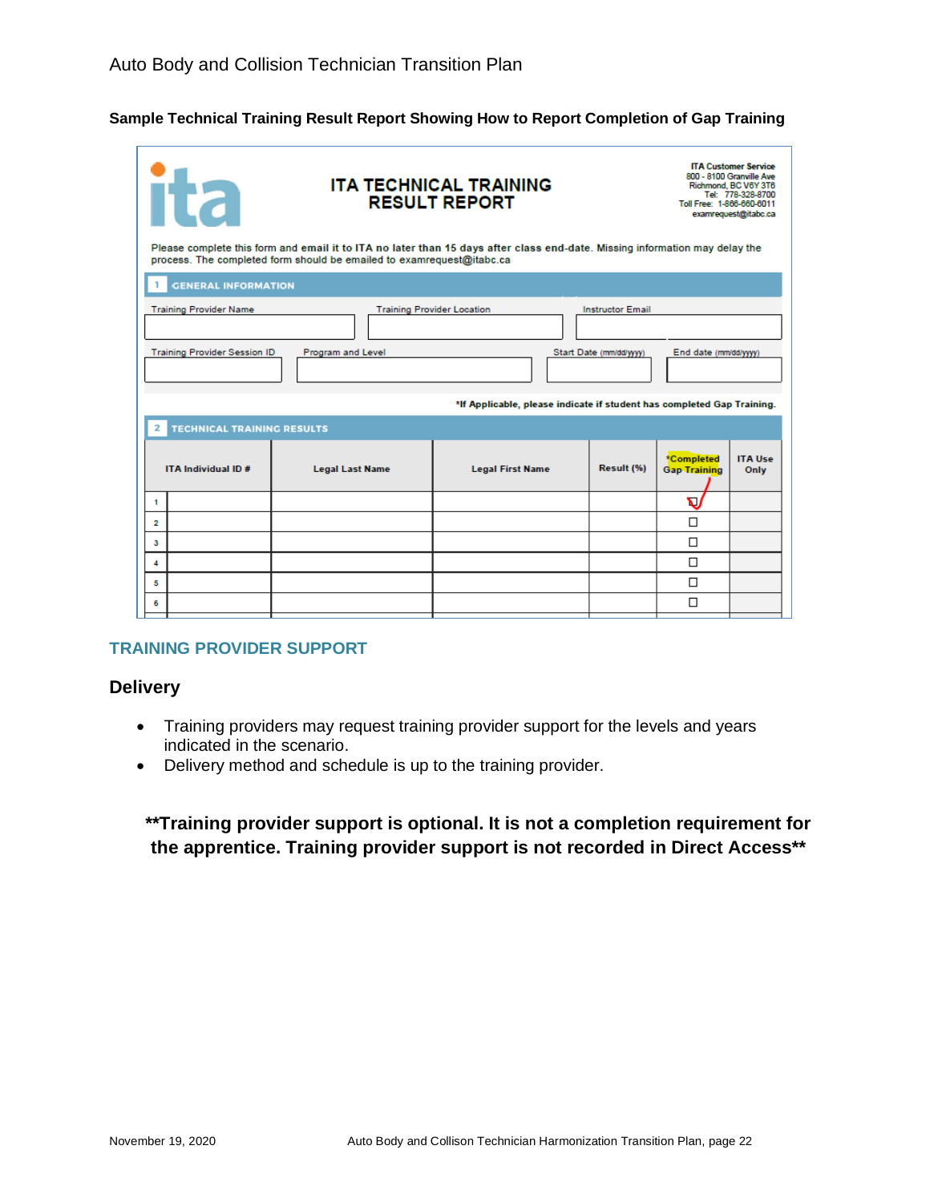## Sample Technical Training Result Report Showing How to Report Completion of Gap Training

**ITA TECHNICAL TRAINING RESULT REPORT**

ITA Customer Service
800 - 8100 Granville Ave
Richmond, BC V6Y 3T6
Tel: 778-328-8700
Toll Free: 1-866-660-6011
examrequest@itabc.ca

Please complete this form and email it to ITA no later than 15 days after class end-date. Missing information may delay the process. The completed form should be emailed to examrequest@itabc.ca

**1 GENERAL INFORMATION**

| Training Provider Name | Training Provider Location | Instructor Email | |
|---|---|---|---|
| | | | |
| **Training Provider Session ID** | **Program and Level** | **Start Date (mm/dd/yyyy)** | **End date (mm/dd/yyyy)** |
| | | | |

*If Applicable, please indicate if student has completed Gap Training.

**2 TECHNICAL TRAINING RESULTS**

| | ITA Individual ID # | Legal Last Name | Legal First Name | Result (%) | *Completed Gap Training | ITA Use Only |
|---|---|---|---|---|---|---|
| 1 | | | | | ☑ | |
| 2 | | | | | ☐ | |
| 3 | | | | | ☐ | |
| 4 | | | | | ☐ | |
| 5 | | | | | ☐ | |
| 6 | | | | | ☐ | |

## TRAINING PROVIDER SUPPORT

### Delivery

- Training providers may request training provider support for the levels and years indicated in the scenario.
- Delivery method and schedule is up to the training provider.

**\*\*Training provider support is optional. It is not a completion requirement for the apprentice. Training provider support is not recorded in Direct Access\*\***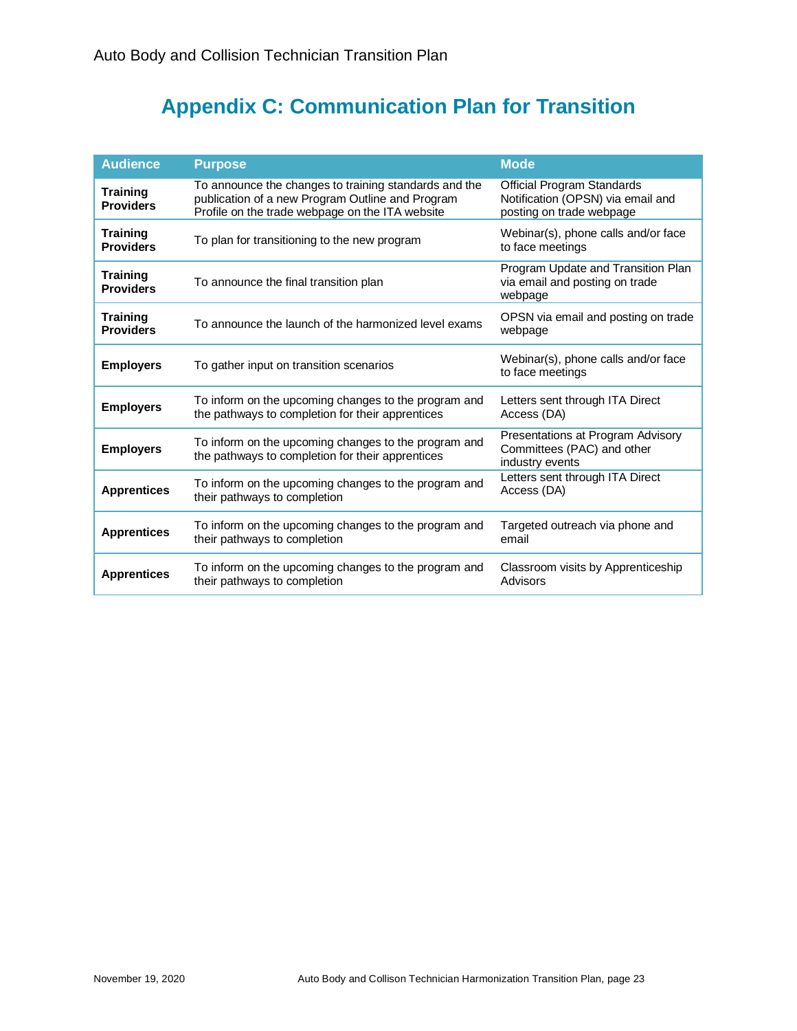# Appendix C: Communication Plan for Transition

| Audience | Purpose | Mode |
|---|---|---|
| **Training Providers** | To announce the changes to training standards and the publication of a new Program Outline and Program Profile on the trade webpage on the ITA website | Official Program Standards Notification (OPSN) via email and posting on trade webpage |
| **Training Providers** | To plan for transitioning to the new program | Webinar(s), phone calls and/or face to face meetings |
| **Training Providers** | To announce the final transition plan | Program Update and Transition Plan via email and posting on trade webpage |
| **Training Providers** | To announce the launch of the harmonized level exams | OPSN via email and posting on trade webpage |
| **Employers** | To gather input on transition scenarios | Webinar(s), phone calls and/or face to face meetings |
| **Employers** | To inform on the upcoming changes to the program and the pathways to completion for their apprentices | Letters sent through ITA Direct Access (DA) |
| **Employers** | To inform on the upcoming changes to the program and the pathways to completion for their apprentices | Presentations at Program Advisory Committees (PAC) and other industry events |
| **Apprentices** | To inform on the upcoming changes to the program and their pathways to completion | Letters sent through ITA Direct Access (DA) |
| **Apprentices** | To inform on the upcoming changes to the program and their pathways to completion | Targeted outreach via phone and email |
| **Apprentices** | To inform on the upcoming changes to the program and their pathways to completion | Classroom visits by Apprenticeship Advisors |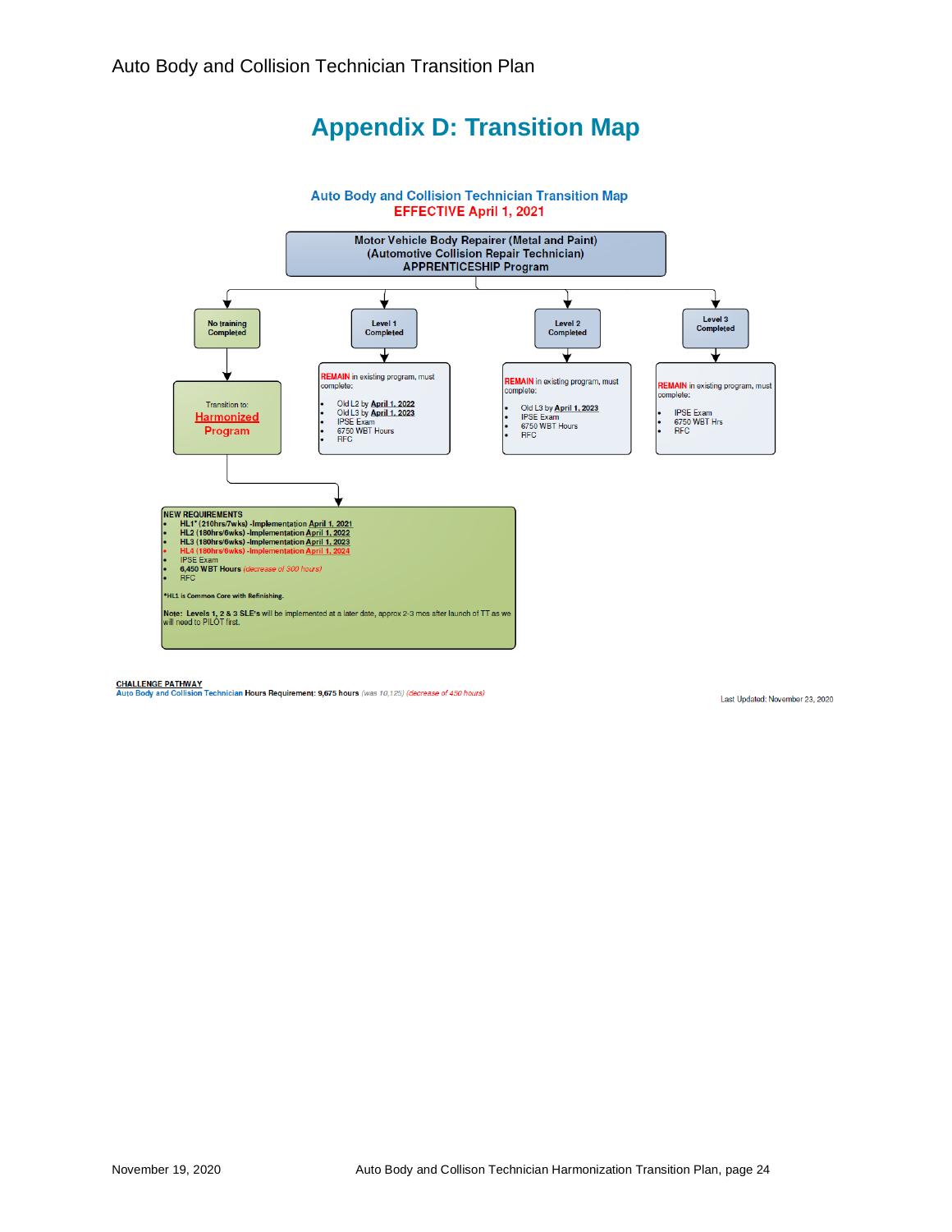# Appendix D: Transition Map

**Auto Body and Collision Technician Transition Map**
**EFFECTIVE April 1, 2021**

**Motor Vehicle Body Repairer (Metal and Paint)**
**(Automotive Collision Repair Technician)**
**APPRENTICESHIP Program**

**No training Completed**

Transition to:
**Harmonized Program**

**Level 1 Completed**

REMAIN in existing program, must complete:

- Old L2 by **April 1, 2022**
- Old L3 by **April 1, 2023**
- IPSE Exam
- 6750 WBT Hours
- RFC

**Level 2 Completed**

REMAIN in existing program, must complete:

- Old L3 by **April 1, 2023**
- IPSE Exam
- 6750 WBT Hours
- RFC

**Level 3 Completed**

REMAIN in existing program, must complete:

- IPSE Exam
- 6750 WBT Hrs
- RFC

**NEW REQUIREMENTS**

- **HL1\* (210hrs/7wks) -Implementation April 1, 2021**
- **HL2 (180hrs/6wks) -Implementation April 1, 2022**
- **HL3 (180hrs/6wks) -Implementation April 1, 2023**
- **HL4 (180hrs/6wks) -Implementation April 1, 2024**
- IPSE Exam
- **6,450 WBT Hours** *(decrease of 300 hours)*
- RFC

*HL1 is Common Core with Refinishing.

Note: **Levels 1, 2 & 3 SLE's** will be implemented at a later date, approx 2-3 mos after launch of TT as we will need to PILOT first.

**CHALLENGE PATHWAY**
Auto Body and Collision Technician **Hours Requirement: 9,675 hours** *(was 10,125) (decrease of 450 hours)*

Last Updated: November 23, 2020